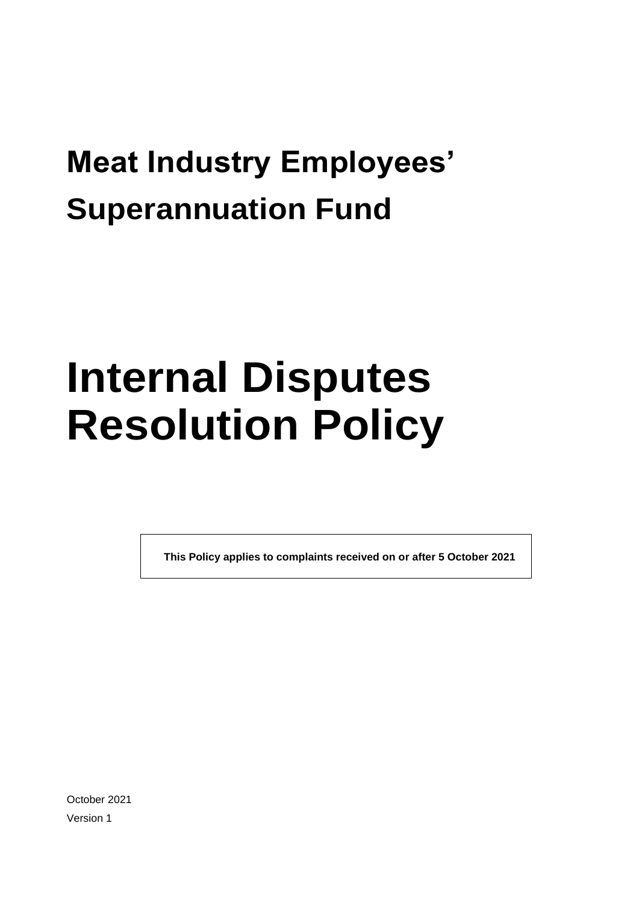# Meat Industry Employees' Superannuation Fund

# Internal Disputes Resolution Policy

**This Policy applies to complaints received on or after 5 October 2021**

October 2021

Version 1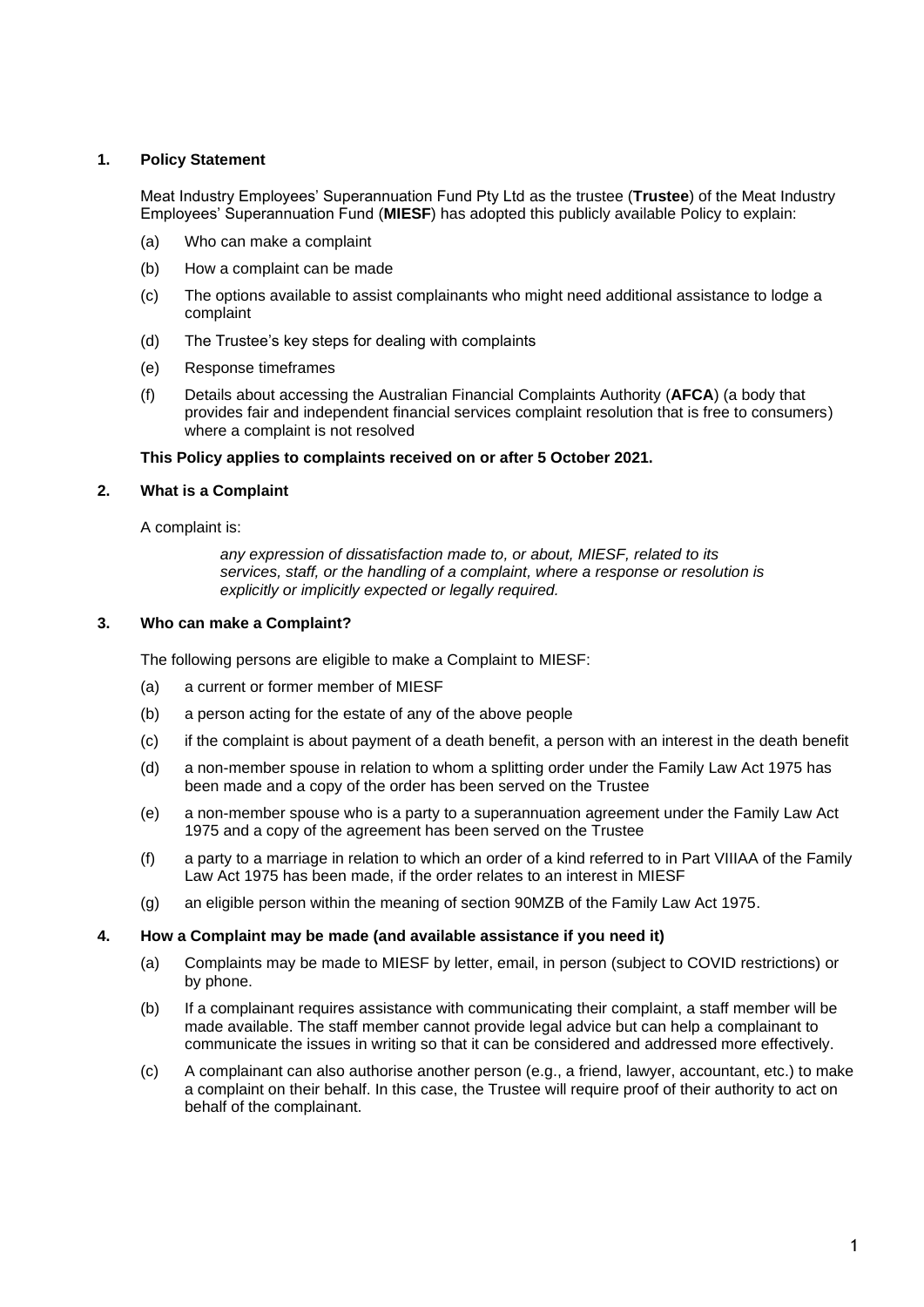## 1. Policy Statement

Meat Industry Employees' Superannuation Fund Pty Ltd as the trustee (**Trustee**) of the Meat Industry Employees' Superannuation Fund (**MIESF**) has adopted this publicly available Policy to explain:

(a) Who can make a complaint

(b) How a complaint can be made

(c) The options available to assist complainants who might need additional assistance to lodge a complaint

(d) The Trustee's key steps for dealing with complaints

(e) Response timeframes

(f) Details about accessing the Australian Financial Complaints Authority (**AFCA**) (a body that provides fair and independent financial services complaint resolution that is free to consumers) where a complaint is not resolved

**This Policy applies to complaints received on or after 5 October 2021.**

## 2. What is a Complaint

A complaint is:

> *any expression of dissatisfaction made to, or about, MIESF, related to its services, staff, or the handling of a complaint, where a response or resolution is explicitly or implicitly expected or legally required.*

## 3. Who can make a Complaint?

The following persons are eligible to make a Complaint to MIESF:

(a) a current or former member of MIESF

(b) a person acting for the estate of any of the above people

(c) if the complaint is about payment of a death benefit, a person with an interest in the death benefit

(d) a non-member spouse in relation to whom a splitting order under the Family Law Act 1975 has been made and a copy of the order has been served on the Trustee

(e) a non-member spouse who is a party to a superannuation agreement under the Family Law Act 1975 and a copy of the agreement has been served on the Trustee

(f) a party to a marriage in relation to which an order of a kind referred to in Part VIIIAA of the Family Law Act 1975 has been made, if the order relates to an interest in MIESF

(g) an eligible person within the meaning of section 90MZB of the Family Law Act 1975.

## 4. How a Complaint may be made (and available assistance if you need it)

(a) Complaints may be made to MIESF by letter, email, in person (subject to COVID restrictions) or by phone.

(b) If a complainant requires assistance with communicating their complaint, a staff member will be made available. The staff member cannot provide legal advice but can help a complainant to communicate the issues in writing so that it can be considered and addressed more effectively.

(c) A complainant can also authorise another person (e.g., a friend, lawyer, accountant, etc.) to make a complaint on their behalf. In this case, the Trustee will require proof of their authority to act on behalf of the complainant.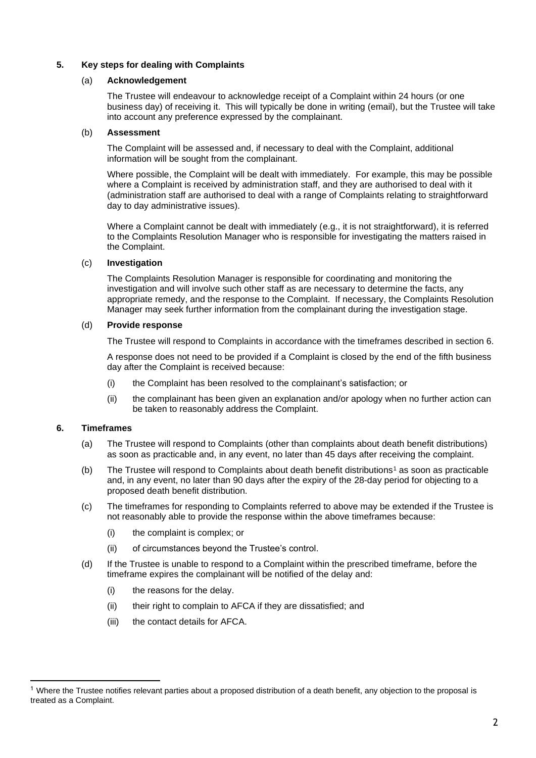## 5. Key steps for dealing with Complaints

### (a) Acknowledgement

The Trustee will endeavour to acknowledge receipt of a Complaint within 24 hours (or one business day) of receiving it. This will typically be done in writing (email), but the Trustee will take into account any preference expressed by the complainant.

### (b) Assessment

The Complaint will be assessed and, if necessary to deal with the Complaint, additional information will be sought from the complainant.

Where possible, the Complaint will be dealt with immediately. For example, this may be possible where a Complaint is received by administration staff, and they are authorised to deal with it (administration staff are authorised to deal with a range of Complaints relating to straightforward day to day administrative issues).

Where a Complaint cannot be dealt with immediately (e.g., it is not straightforward), it is referred to the Complaints Resolution Manager who is responsible for investigating the matters raised in the Complaint.

### (c) Investigation

The Complaints Resolution Manager is responsible for coordinating and monitoring the investigation and will involve such other staff as are necessary to determine the facts, any appropriate remedy, and the response to the Complaint. If necessary, the Complaints Resolution Manager may seek further information from the complainant during the investigation stage.

### (d) Provide response

The Trustee will respond to Complaints in accordance with the timeframes described in section 6.

A response does not need to be provided if a Complaint is closed by the end of the fifth business day after the Complaint is received because:

(i) the Complaint has been resolved to the complainant's satisfaction; or

(ii) the complainant has been given an explanation and/or apology when no further action can be taken to reasonably address the Complaint.

## 6. Timeframes

(a) The Trustee will respond to Complaints (other than complaints about death benefit distributions) as soon as practicable and, in any event, no later than 45 days after receiving the complaint.

(b) The Trustee will respond to Complaints about death benefit distributions[1] as soon as practicable and, in any event, no later than 90 days after the expiry of the 28-day period for objecting to a proposed death benefit distribution.

(c) The timeframes for responding to Complaints referred to above may be extended if the Trustee is not reasonably able to provide the response within the above timeframes because:

(i) the complaint is complex; or

(ii) of circumstances beyond the Trustee's control.

(d) If the Trustee is unable to respond to a Complaint within the prescribed timeframe, before the timeframe expires the complainant will be notified of the delay and:

(i) the reasons for the delay.

(ii) their right to complain to AFCA if they are dissatisfied; and

(iii) the contact details for AFCA.

---

[1] Where the Trustee notifies relevant parties about a proposed distribution of a death benefit, any objection to the proposal is treated as a Complaint.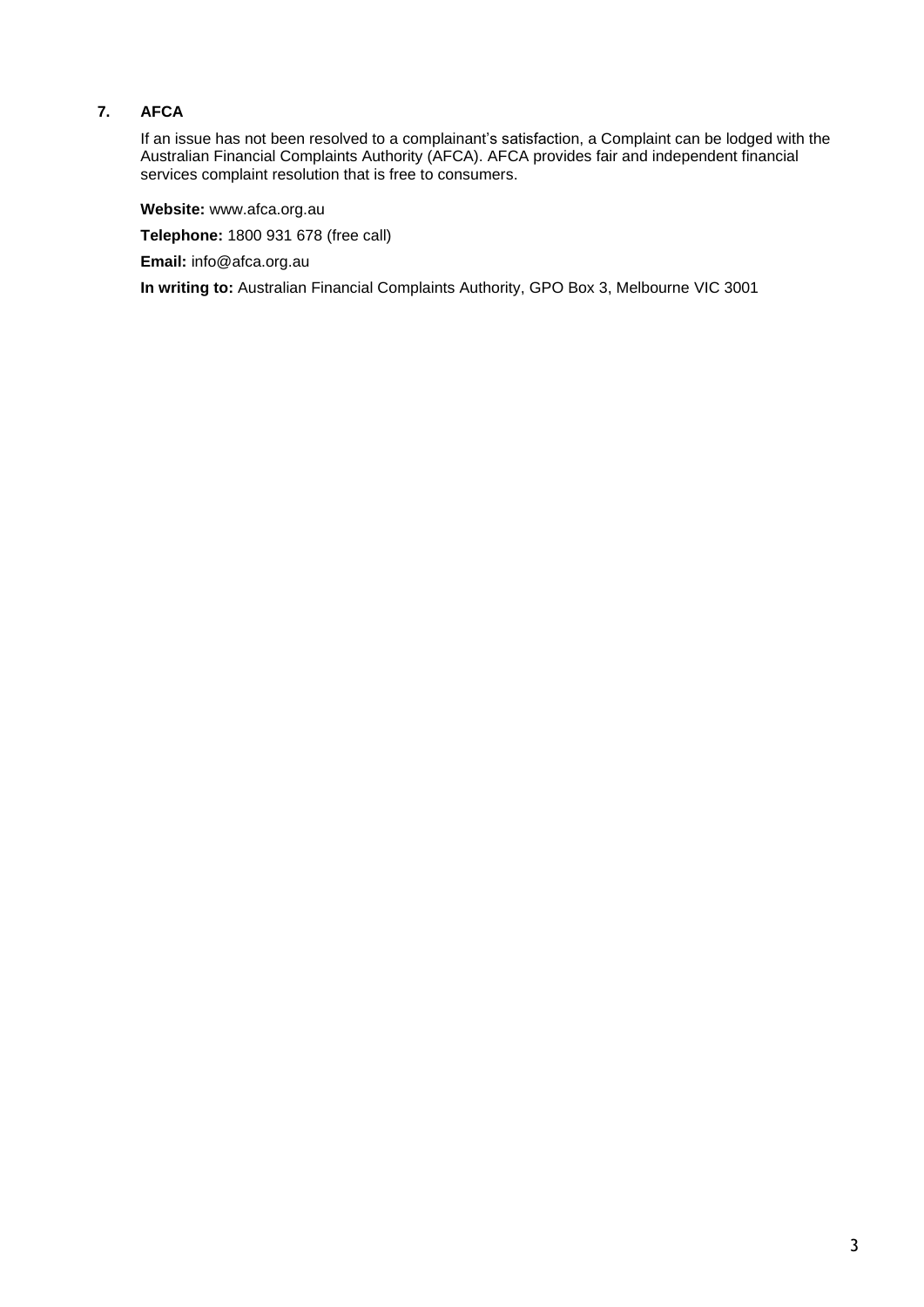## 7. AFCA

If an issue has not been resolved to a complainant's satisfaction, a Complaint can be lodged with the Australian Financial Complaints Authority (AFCA). AFCA provides fair and independent financial services complaint resolution that is free to consumers.

**Website:** www.afca.org.au

**Telephone:** 1800 931 678 (free call)

**Email:** info@afca.org.au

**In writing to:** Australian Financial Complaints Authority, GPO Box 3, Melbourne VIC 3001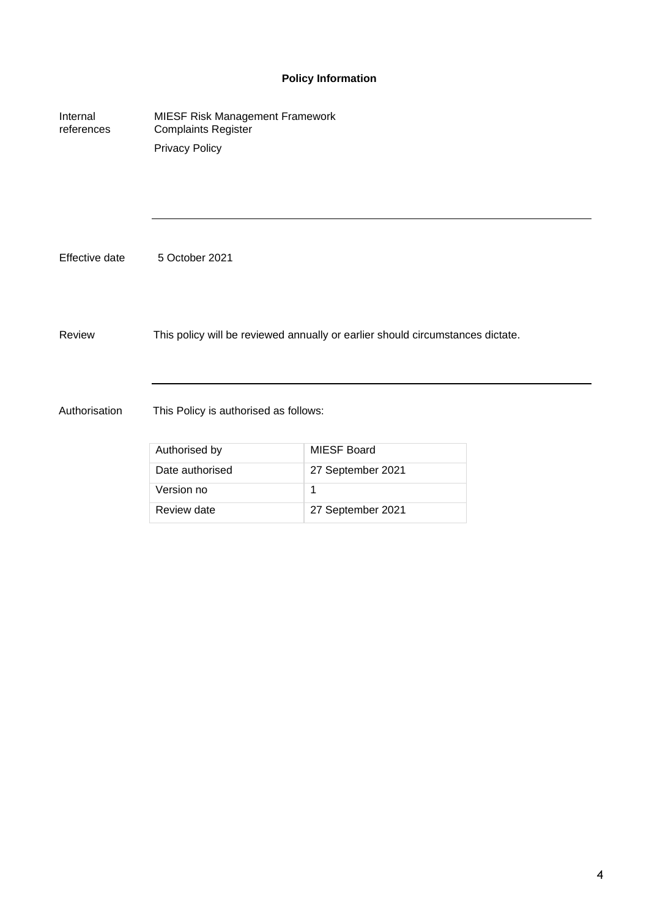**Policy Information**

Internal references

MIESF Risk Management Framework
Complaints Register
Privacy Policy

---

Effective date

5 October 2021

Review

This policy will be reviewed annually or earlier should circumstances dictate.

---

Authorisation

This Policy is authorised as follows:

| | |
|---|---|
| Authorised by | MIESF Board |
| Date authorised | 27 September 2021 |
| Version no | 1 |
| Review date | 27 September 2021 |